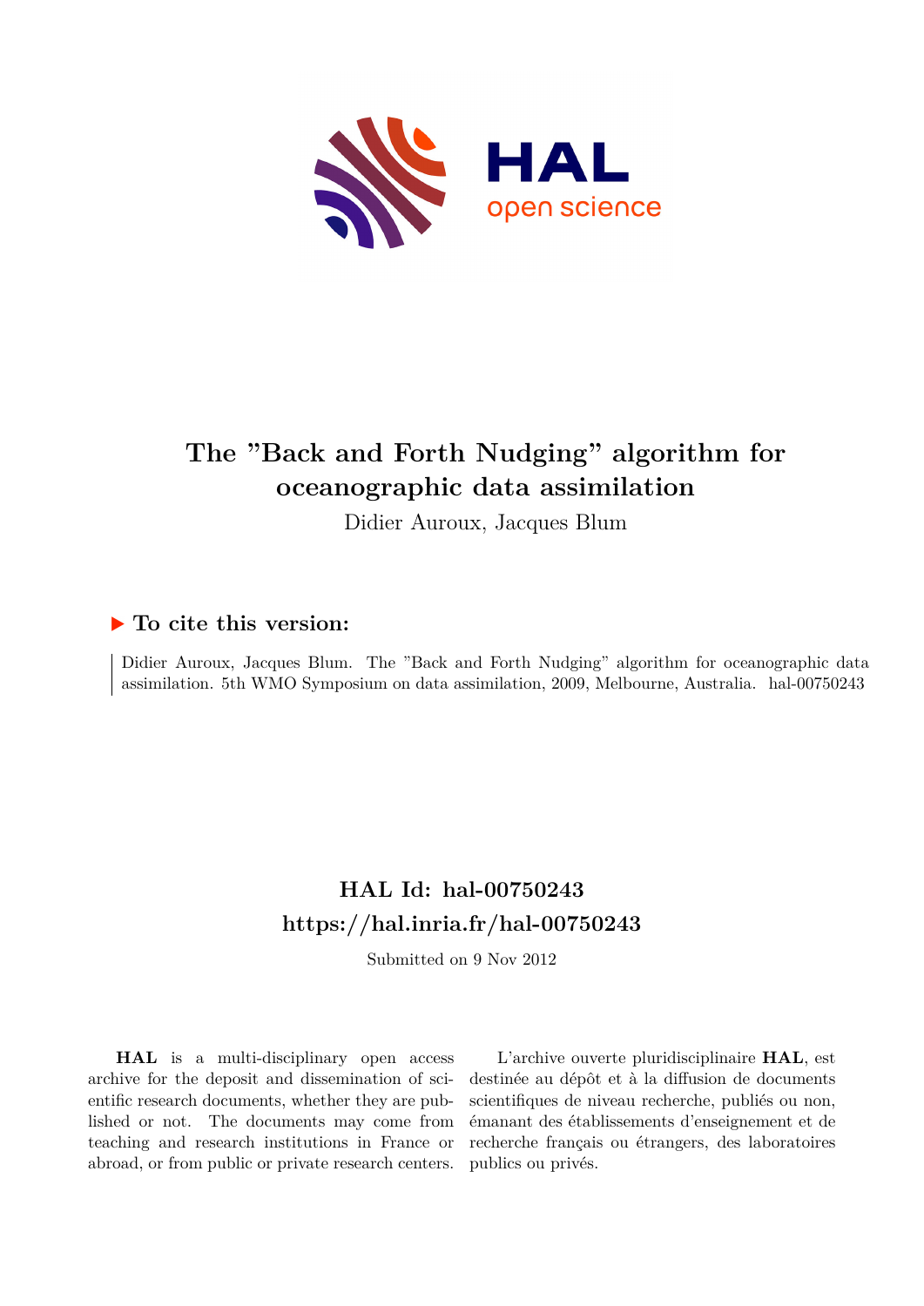# The "Back and Forth Nudging" algorithm for oceanographic data assimilation

Didier Auroux, Jacques Blum

## ▶ To cite this version:

Didier Auroux, Jacques Blum. The "Back and Forth Nudging" algorithm for oceanographic data assimilation. 5th WMO Symposium on data assimilation, 2009, Melbourne, Australia. hal-00750243

## HAL Id: hal-00750243
## https://hal.inria.fr/hal-00750243

Submitted on 9 Nov 2012

**HAL** is a multi-disciplinary open access archive for the deposit and dissemination of scientific research documents, whether they are published or not. The documents may come from teaching and research institutions in France or abroad, or from public or private research centers.

L'archive ouverte pluridisciplinaire **HAL**, est destinée au dépôt et à la diffusion de documents scientifiques de niveau recherche, publiés ou non, émanant des établissements d'enseignement et de recherche français ou étrangers, des laboratoires publics ou privés.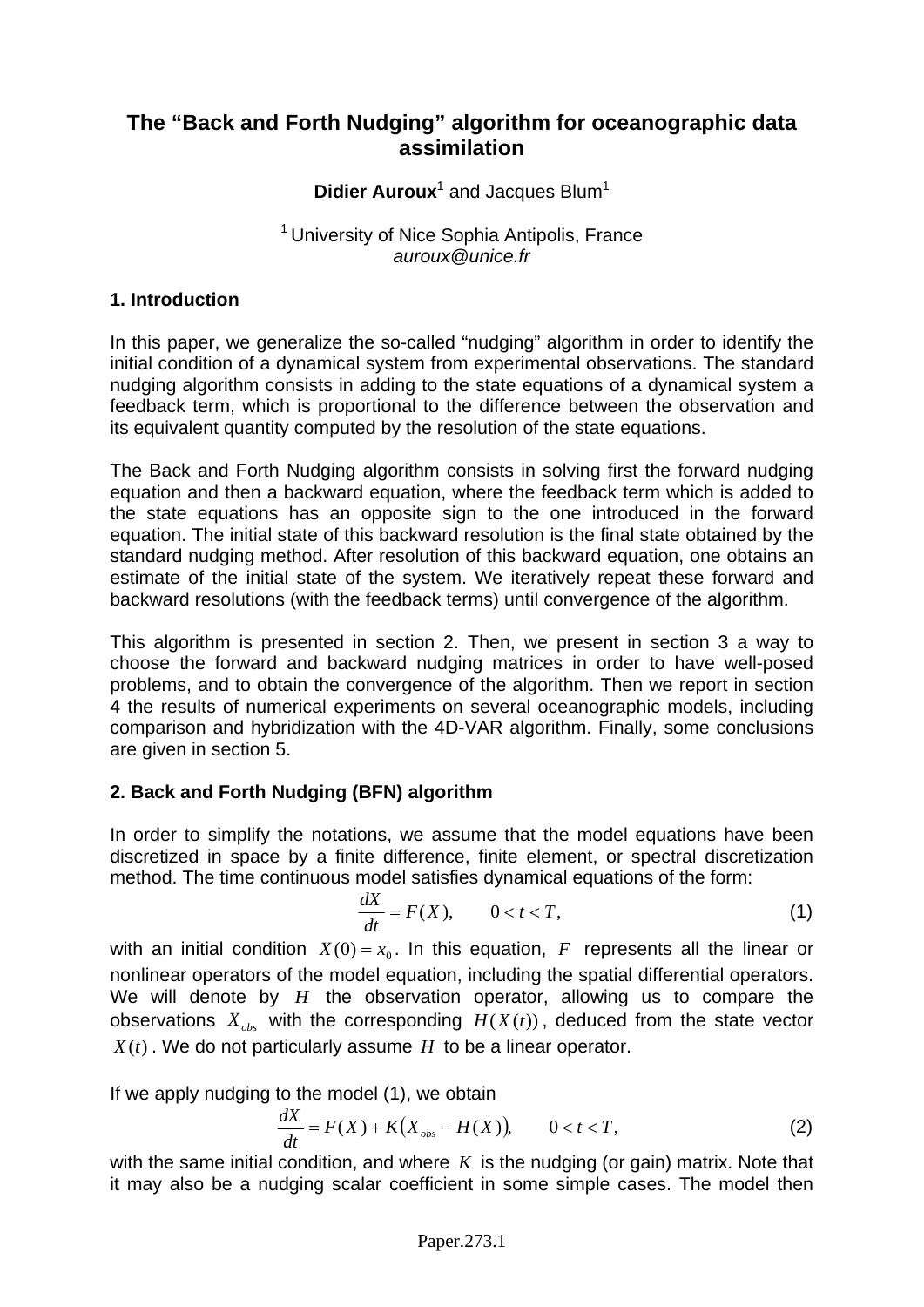# The "Back and Forth Nudging" algorithm for oceanographic data assimilation

**Didier Auroux**[1] and Jacques Blum[1]

[1] University of Nice Sophia Antipolis, France
*auroux@unice.fr*

## 1. Introduction

In this paper, we generalize the so-called "nudging" algorithm in order to identify the initial condition of a dynamical system from experimental observations. The standard nudging algorithm consists in adding to the state equations of a dynamical system a feedback term, which is proportional to the difference between the observation and its equivalent quantity computed by the resolution of the state equations.

The Back and Forth Nudging algorithm consists in solving first the forward nudging equation and then a backward equation, where the feedback term which is added to the state equations has an opposite sign to the one introduced in the forward equation. The initial state of this backward resolution is the final state obtained by the standard nudging method. After resolution of this backward equation, one obtains an estimate of the initial state of the system. We iteratively repeat these forward and backward resolutions (with the feedback terms) until convergence of the algorithm.

This algorithm is presented in section 2. Then, we present in section 3 a way to choose the forward and backward nudging matrices in order to have well-posed problems, and to obtain the convergence of the algorithm. Then we report in section 4 the results of numerical experiments on several oceanographic models, including comparison and hybridization with the 4D-VAR algorithm. Finally, some conclusions are given in section 5.

## 2. Back and Forth Nudging (BFN) algorithm

In order to simplify the notations, we assume that the model equations have been discretized in space by a finite difference, finite element, or spectral discretization method. The time continuous model satisfies dynamical equations of the form:

$$\frac{dX}{dt} = F(X), \qquad 0 < t < T, \tag{1}$$

with an initial condition $X(0) = x_0$. In this equation, $F$ represents all the linear or nonlinear operators of the model equation, including the spatial differential operators. We will denote by $H$ the observation operator, allowing us to compare the observations $X_{obs}$ with the corresponding $H(X(t))$, deduced from the state vector $X(t)$. We do not particularly assume $H$ to be a linear operator.

If we apply nudging to the model (1), we obtain

$$\frac{dX}{dt} = F(X) + K\big(X_{obs} - H(X)\big), \qquad 0 < t < T, \tag{2}$$

with the same initial condition, and where $K$ is the nudging (or gain) matrix. Note that it may also be a nudging scalar coefficient in some simple cases. The model then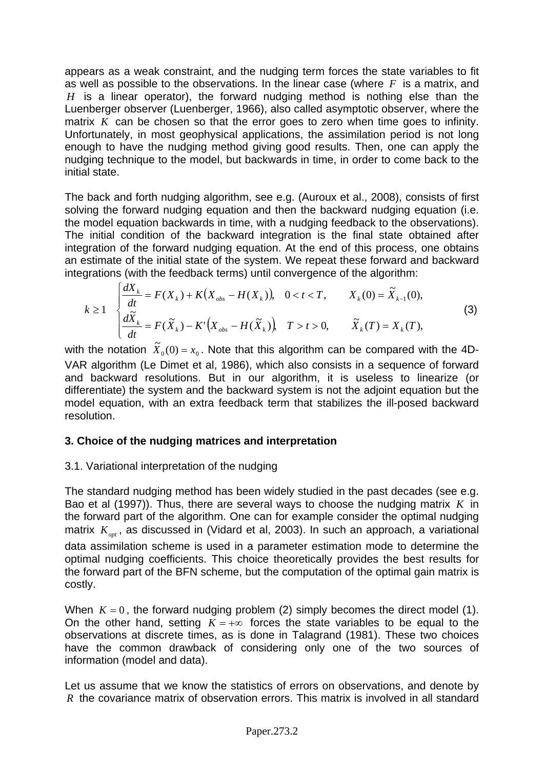appears as a weak constraint, and the nudging term forces the state variables to fit as well as possible to the observations. In the linear case (where $F$ is a matrix, and $H$ is a linear operator), the forward nudging method is nothing else than the Luenberger observer (Luenberger, 1966), also called asymptotic observer, where the matrix $K$ can be chosen so that the error goes to zero when time goes to infinity. Unfortunately, in most geophysical applications, the assimilation period is not long enough to have the nudging method giving good results. Then, one can apply the nudging technique to the model, but backwards in time, in order to come back to the initial state.

The back and forth nudging algorithm, see e.g. (Auroux et al., 2008), consists of first solving the forward nudging equation and then the backward nudging equation (i.e. the model equation backwards in time, with a nudging feedback to the observations). The initial condition of the backward integration is the final state obtained after integration of the forward nudging equation. At the end of this process, one obtains an estimate of the initial state of the system. We repeat these forward and backward integrations (with the feedback terms) until convergence of the algorithm:

$$
k \geq 1 \quad \begin{cases} \dfrac{dX_k}{dt} = F(X_k) + K\left(X_{obs} - H(X_k)\right), \quad 0 < t < T, \qquad X_k(0) = \tilde{X}_{k-1}(0), \\ \dfrac{d\tilde{X}_k}{dt} = F(\tilde{X}_k) - K'\left(X_{obs} - H(\tilde{X}_k)\right), \quad T > t > 0, \qquad \tilde{X}_k(T) = X_k(T), \end{cases} \tag{3}
$$

with the notation $\tilde{X}_0(0) = x_0$. Note that this algorithm can be compared with the 4D-VAR algorithm (Le Dimet et al, 1986), which also consists in a sequence of forward and backward resolutions. But in our algorithm, it is useless to linearize (or differentiate) the system and the backward system is not the adjoint equation but the model equation, with an extra feedback term that stabilizes the ill-posed backward resolution.

## 3. Choice of the nudging matrices and interpretation

### 3.1. Variational interpretation of the nudging

The standard nudging method has been widely studied in the past decades (see e.g. Bao et al (1997)). Thus, there are several ways to choose the nudging matrix $K$ in the forward part of the algorithm. One can for example consider the optimal nudging matrix $K_{opt}$, as discussed in (Vidard et al, 2003). In such an approach, a variational data assimilation scheme is used in a parameter estimation mode to determine the optimal nudging coefficients. This choice theoretically provides the best results for the forward part of the BFN scheme, but the computation of the optimal gain matrix is costly.

When $K = 0$, the forward nudging problem (2) simply becomes the direct model (1). On the other hand, setting $K = +\infty$ forces the state variables to be equal to the observations at discrete times, as is done in Talagrand (1981). These two choices have the common drawback of considering only one of the two sources of information (model and data).

Let us assume that we know the statistics of errors on observations, and denote by $R$ the covariance matrix of observation errors. This matrix is involved in all standard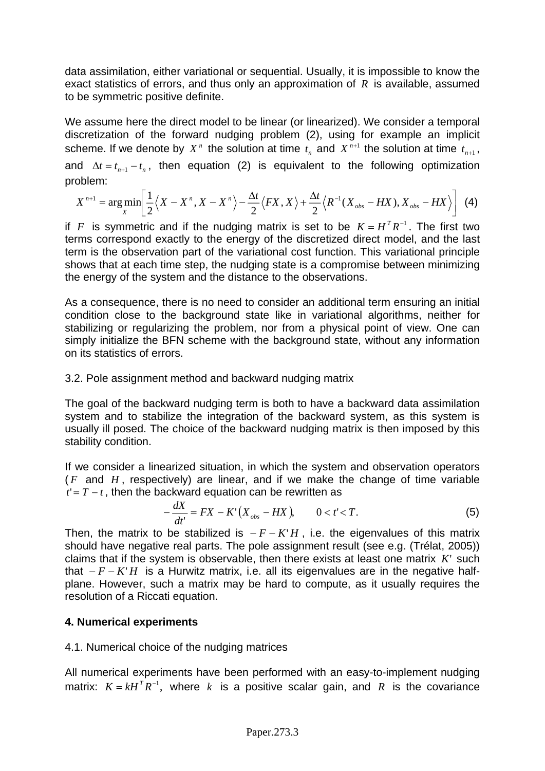data assimilation, either variational or sequential. Usually, it is impossible to know the exact statistics of errors, and thus only an approximation of $R$ is available, assumed to be symmetric positive definite.

We assume here the direct model to be linear (or linearized). We consider a temporal discretization of the forward nudging problem (2), using for example an implicit scheme. If we denote by $X^n$ the solution at time $t_n$ and $X^{n+1}$ the solution at time $t_{n+1}$, and $\Delta t = t_{n+1} - t_n$, then equation (2) is equivalent to the following optimization problem:

$$X^{n+1} = \arg\min_X \left[ \frac{1}{2} \left\langle X - X^n, X - X^n \right\rangle - \frac{\Delta t}{2} \left\langle FX, X \right\rangle + \frac{\Delta t}{2} \left\langle R^{-1}(X_{obs} - HX), X_{obs} - HX \right\rangle \right] \quad (4)$$

if $F$ is symmetric and if the nudging matrix is set to be $K = H^T R^{-1}$. The first two terms correspond exactly to the energy of the discretized direct model, and the last term is the observation part of the variational cost function. This variational principle shows that at each time step, the nudging state is a compromise between minimizing the energy of the system and the distance to the observations.

As a consequence, there is no need to consider an additional term ensuring an initial condition close to the background state like in variational algorithms, neither for stabilizing or regularizing the problem, nor from a physical point of view. One can simply initialize the BFN scheme with the background state, without any information on its statistics of errors.

3.2. Pole assignment method and backward nudging matrix

The goal of the backward nudging term is both to have a backward data assimilation system and to stabilize the integration of the backward system, as this system is usually ill posed. The choice of the backward nudging matrix is then imposed by this stability condition.

If we consider a linearized situation, in which the system and observation operators ($F$ and $H$, respectively) are linear, and if we make the change of time variable $t' = T - t$, then the backward equation can be rewritten as

$$-\frac{dX}{dt'} = FX - K'\left(X_{obs} - HX\right), \qquad 0 < t' < T. \quad (5)$$

Then, the matrix to be stabilized is $-F - K'H$, i.e. the eigenvalues of this matrix should have negative real parts. The pole assignment result (see e.g. (Trélat, 2005)) claims that if the system is observable, then there exists at least one matrix $K'$ such that $-F - K'H$ is a Hurwitz matrix, i.e. all its eigenvalues are in the negative half-plane. However, such a matrix may be hard to compute, as it usually requires the resolution of a Riccati equation.

**4. Numerical experiments**

4.1. Numerical choice of the nudging matrices

All numerical experiments have been performed with an easy-to-implement nudging matrix: $K = kH^T R^{-1}$, where $k$ is a positive scalar gain, and $R$ is the covariance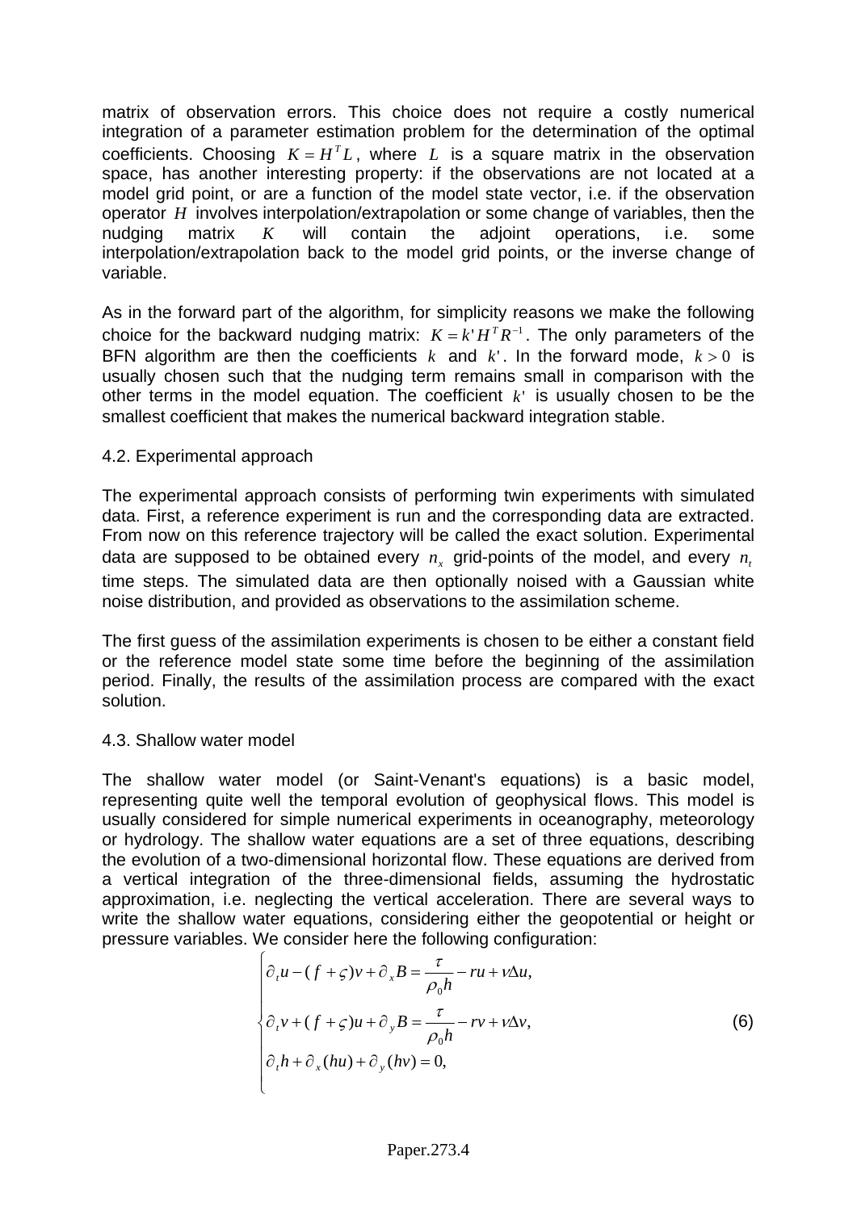matrix of observation errors. This choice does not require a costly numerical integration of a parameter estimation problem for the determination of the optimal coefficients. Choosing $K = H^T L$, where $L$ is a square matrix in the observation space, has another interesting property: if the observations are not located at a model grid point, or are a function of the model state vector, i.e. if the observation operator $H$ involves interpolation/extrapolation or some change of variables, then the nudging matrix $K$ will contain the adjoint operations, i.e. some interpolation/extrapolation back to the model grid points, or the inverse change of variable.

As in the forward part of the algorithm, for simplicity reasons we make the following choice for the backward nudging matrix: $K = k' H^T R^{-1}$. The only parameters of the BFN algorithm are then the coefficients $k$ and $k'$. In the forward mode, $k > 0$ is usually chosen such that the nudging term remains small in comparison with the other terms in the model equation. The coefficient $k'$ is usually chosen to be the smallest coefficient that makes the numerical backward integration stable.

### 4.2. Experimental approach

The experimental approach consists of performing twin experiments with simulated data. First, a reference experiment is run and the corresponding data are extracted. From now on this reference trajectory will be called the exact solution. Experimental data are supposed to be obtained every $n_x$ grid-points of the model, and every $n_t$ time steps. The simulated data are then optionally noised with a Gaussian white noise distribution, and provided as observations to the assimilation scheme.

The first guess of the assimilation experiments is chosen to be either a constant field or the reference model state some time before the beginning of the assimilation period. Finally, the results of the assimilation process are compared with the exact solution.

### 4.3. Shallow water model

The shallow water model (or Saint-Venant's equations) is a basic model, representing quite well the temporal evolution of geophysical flows. This model is usually considered for simple numerical experiments in oceanography, meteorology or hydrology. The shallow water equations are a set of three equations, describing the evolution of a two-dimensional horizontal flow. These equations are derived from a vertical integration of the three-dimensional fields, assuming the hydrostatic approximation, i.e. neglecting the vertical acceleration. There are several ways to write the shallow water equations, considering either the geopotential or height or pressure variables. We consider here the following configuration:

$$
\begin{cases}
\partial_t u - (f + \varsigma) v + \partial_x B = \dfrac{\tau}{\rho_0 h} - ru + \nu \Delta u, \\[2ex]
\partial_t v + (f + \varsigma) u + \partial_y B = \dfrac{\tau}{\rho_0 h} - rv + \nu \Delta v, \\[2ex]
\partial_t h + \partial_x (hu) + \partial_y (hv) = 0,
\end{cases}
\tag{6}
$$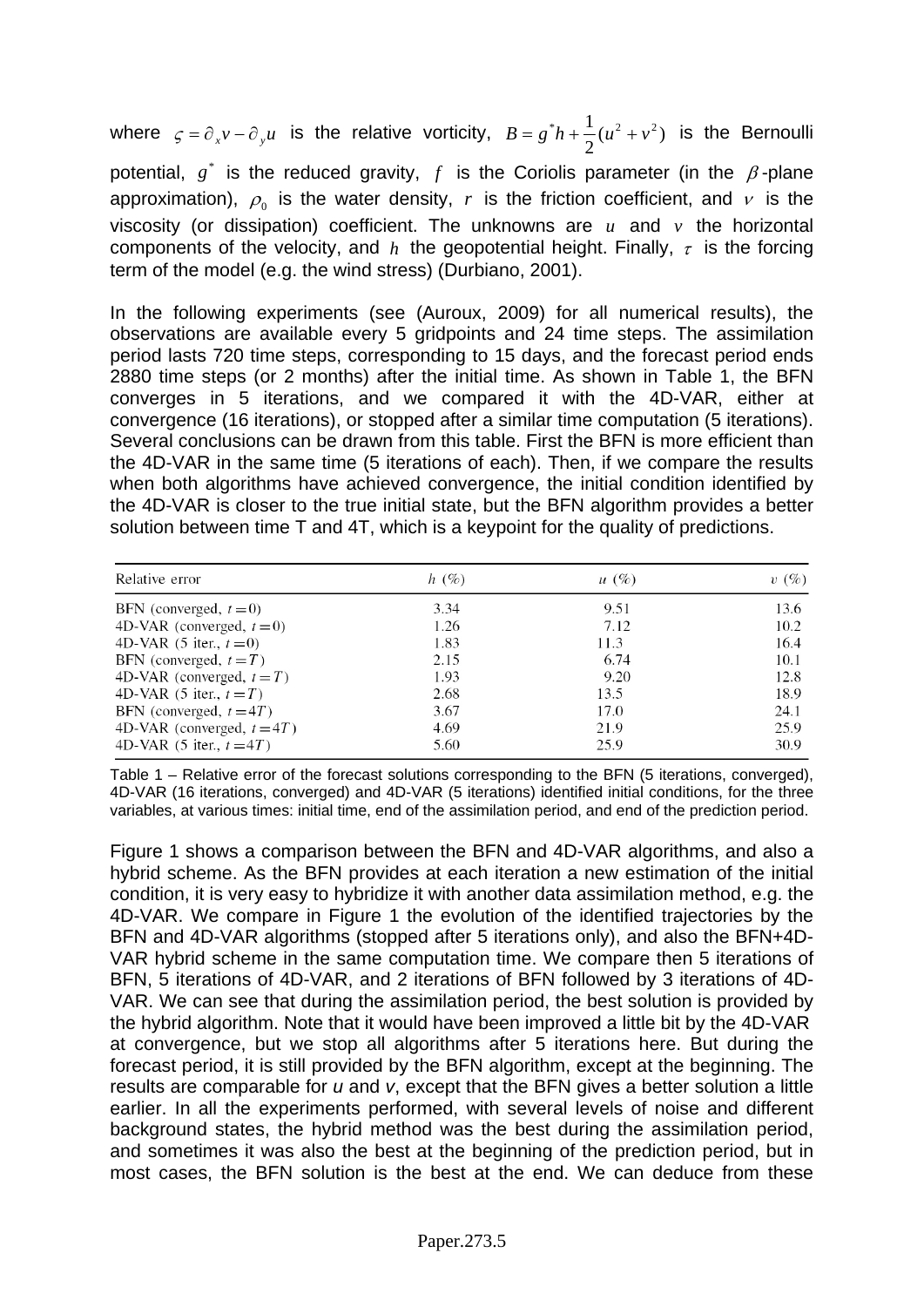where $\varsigma = \partial_x v - \partial_y u$ is the relative vorticity, $B = g^* h + \frac{1}{2}(u^2 + v^2)$ is the Bernoulli potential, $g^*$ is the reduced gravity, $f$ is the Coriolis parameter (in the $\beta$-plane approximation), $\rho_0$ is the water density, $r$ is the friction coefficient, and $\nu$ is the viscosity (or dissipation) coefficient. The unknowns are $u$ and $v$ the horizontal components of the velocity, and $h$ the geopotential height. Finally, $\tau$ is the forcing term of the model (e.g. the wind stress) (Durbiano, 2001).

In the following experiments (see (Auroux, 2009) for all numerical results), the observations are available every 5 gridpoints and 24 time steps. The assimilation period lasts 720 time steps, corresponding to 15 days, and the forecast period ends 2880 time steps (or 2 months) after the initial time. As shown in Table 1, the BFN converges in 5 iterations, and we compared it with the 4D-VAR, either at convergence (16 iterations), or stopped after a similar time computation (5 iterations). Several conclusions can be drawn from this table. First the BFN is more efficient than the 4D-VAR in the same time (5 iterations of each). Then, if we compare the results when both algorithms have achieved convergence, the initial condition identified by the 4D-VAR is closer to the true initial state, but the BFN algorithm provides a better solution between time T and 4T, which is a keypoint for the quality of predictions.

| Relative error | $h$ (%) | $u$ (%) | $v$ (%) |
|---|---|---|---|
| BFN (converged, $t=0$) | 3.34 | 9.51 | 13.6 |
| 4D-VAR (converged, $t=0$) | 1.26 | 7.12 | 10.2 |
| 4D-VAR (5 iter., $t=0$) | 1.83 | 11.3 | 16.4 |
| BFN (converged, $t=T$) | 2.15 | 6.74 | 10.1 |
| 4D-VAR (converged, $t=T$) | 1.93 | 9.20 | 12.8 |
| 4D-VAR (5 iter., $t=T$) | 2.68 | 13.5 | 18.9 |
| BFN (converged, $t=4T$) | 3.67 | 17.0 | 24.1 |
| 4D-VAR (converged, $t=4T$) | 4.69 | 21.9 | 25.9 |
| 4D-VAR (5 iter., $t=4T$) | 5.60 | 25.9 | 30.9 |

Table 1 – Relative error of the forecast solutions corresponding to the BFN (5 iterations, converged), 4D-VAR (16 iterations, converged) and 4D-VAR (5 iterations) identified initial conditions, for the three variables, at various times: initial time, end of the assimilation period, and end of the prediction period.

Figure 1 shows a comparison between the BFN and 4D-VAR algorithms, and also a hybrid scheme. As the BFN provides at each iteration a new estimation of the initial condition, it is very easy to hybridize it with another data assimilation method, e.g. the 4D-VAR. We compare in Figure 1 the evolution of the identified trajectories by the BFN and 4D-VAR algorithms (stopped after 5 iterations only), and also the BFN+4D-VAR hybrid scheme in the same computation time. We compare then 5 iterations of BFN, 5 iterations of 4D-VAR, and 2 iterations of BFN followed by 3 iterations of 4D-VAR. We can see that during the assimilation period, the best solution is provided by the hybrid algorithm. Note that it would have been improved a little bit by the 4D-VAR at convergence, but we stop all algorithms after 5 iterations here. But during the forecast period, it is still provided by the BFN algorithm, except at the beginning. The results are comparable for *u* and *v*, except that the BFN gives a better solution a little earlier. In all the experiments performed, with several levels of noise and different background states, the hybrid method was the best during the assimilation period, and sometimes it was also the best at the beginning of the prediction period, but in most cases, the BFN solution is the best at the end. We can deduce from these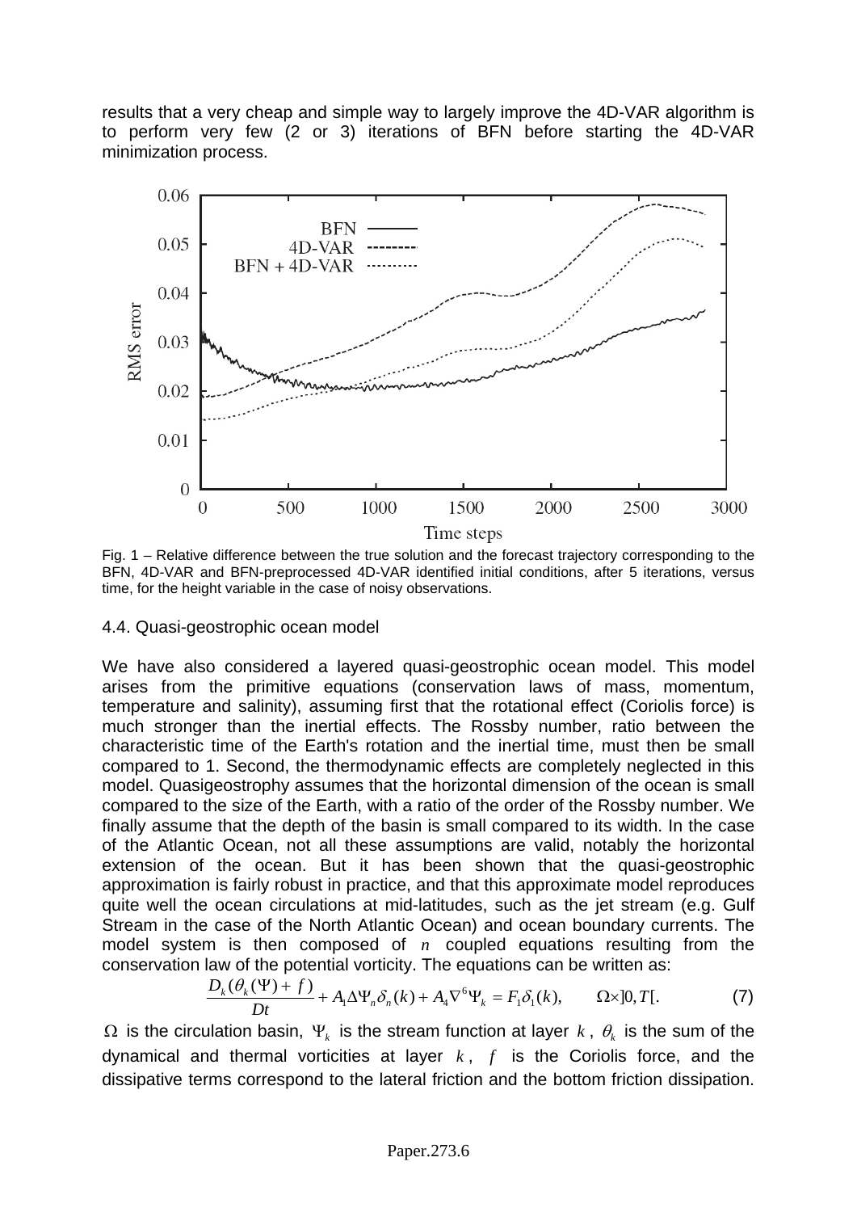results that a very cheap and simple way to largely improve the 4D-VAR algorithm is to perform very few (2 or 3) iterations of BFN before starting the 4D-VAR minimization process.

Fig. 1 – Relative difference between the true solution and the forecast trajectory corresponding to the BFN, 4D-VAR and BFN-preprocessed 4D-VAR identified initial conditions, after 5 iterations, versus time, for the height variable in the case of noisy observations.

### 4.4. Quasi-geostrophic ocean model

We have also considered a layered quasi-geostrophic ocean model. This model arises from the primitive equations (conservation laws of mass, momentum, temperature and salinity), assuming first that the rotational effect (Coriolis force) is much stronger than the inertial effects. The Rossby number, ratio between the characteristic time of the Earth's rotation and the inertial time, must then be small compared to 1. Second, the thermodynamic effects are completely neglected in this model. Quasigeostrophy assumes that the horizontal dimension of the ocean is small compared to the size of the Earth, with a ratio of the order of the Rossby number. We finally assume that the depth of the basin is small compared to its width. In the case of the Atlantic Ocean, not all these assumptions are valid, notably the horizontal extension of the ocean. But it has been shown that the quasi-geostrophic approximation is fairly robust in practice, and that this approximate model reproduces quite well the ocean circulations at mid-latitudes, such as the jet stream (e.g. Gulf Stream in the case of the North Atlantic Ocean) and ocean boundary currents. The model system is then composed of $n$ coupled equations resulting from the conservation law of the potential vorticity. The equations can be written as:

$$\frac{D_k(\theta_k(\Psi)+f)}{Dt} + A_1\Delta\Psi_n\delta_n(k) + A_4\nabla^6\Psi_k = F_1\delta_1(k), \qquad \Omega\times]0,T[. \tag{7}$$

$\Omega$ is the circulation basin, $\Psi_k$ is the stream function at layer $k$, $\theta_k$ is the sum of the dynamical and thermal vorticities at layer $k$, $f$ is the Coriolis force, and the dissipative terms correspond to the lateral friction and the bottom friction dissipation.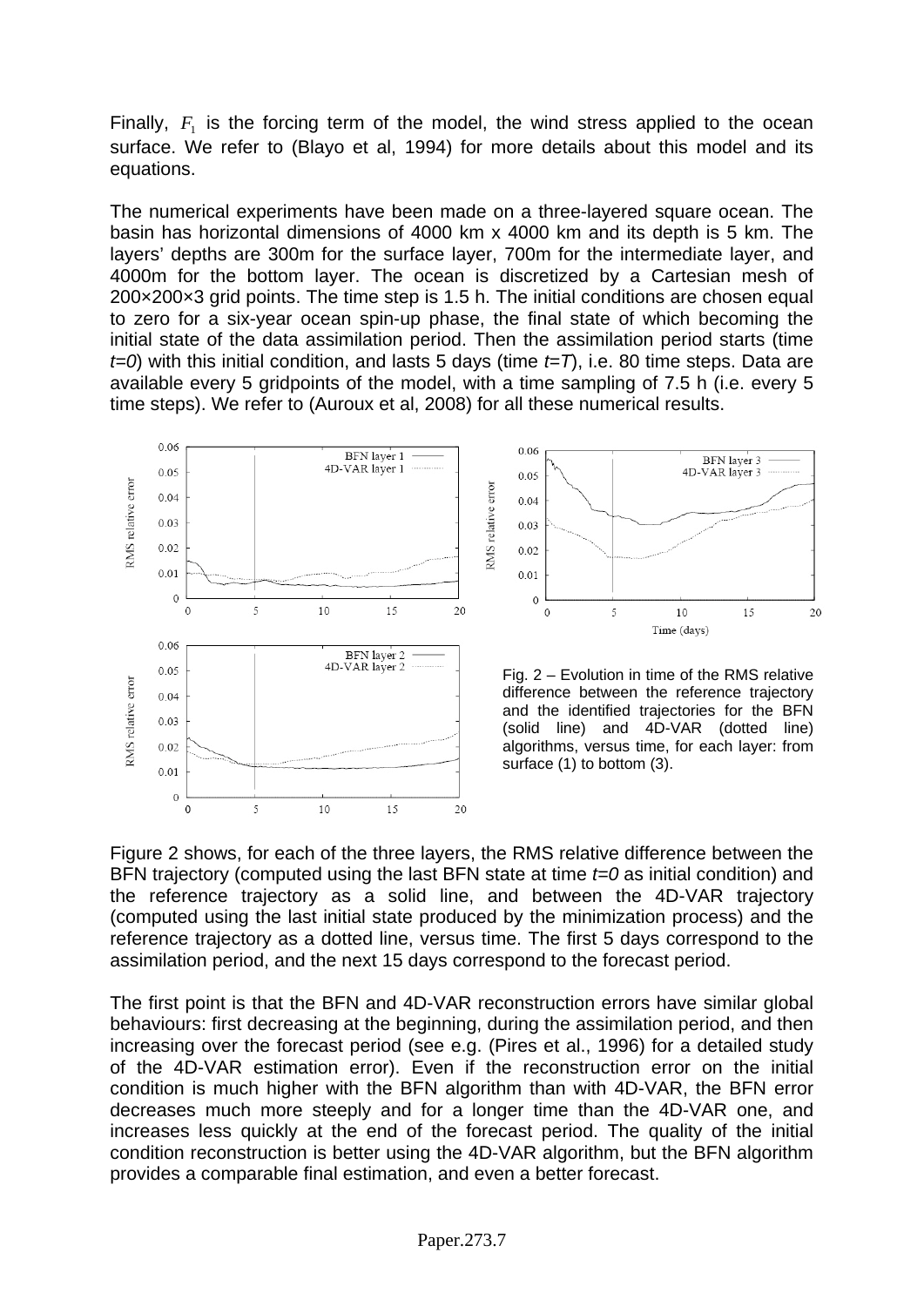Finally, $F_1$ is the forcing term of the model, the wind stress applied to the ocean surface. We refer to (Blayo et al, 1994) for more details about this model and its equations.

The numerical experiments have been made on a three-layered square ocean. The basin has horizontal dimensions of 4000 km x 4000 km and its depth is 5 km. The layers' depths are 300m for the surface layer, 700m for the intermediate layer, and 4000m for the bottom layer. The ocean is discretized by a Cartesian mesh of 200×200×3 grid points. The time step is 1.5 h. The initial conditions are chosen equal to zero for a six-year ocean spin-up phase, the final state of which becoming the initial state of the data assimilation period. Then the assimilation period starts (time $t=0$) with this initial condition, and lasts 5 days (time $t=T$), i.e. 80 time steps. Data are available every 5 gridpoints of the model, with a time sampling of 7.5 h (i.e. every 5 time steps). We refer to (Auroux et al, 2008) for all these numerical results.

Fig. 2 – Evolution in time of the RMS relative difference between the reference trajectory and the identified trajectories for the BFN (solid line) and 4D-VAR (dotted line) algorithms, versus time, for each layer: from surface (1) to bottom (3).

Figure 2 shows, for each of the three layers, the RMS relative difference between the BFN trajectory (computed using the last BFN state at time $t=0$ as initial condition) and the reference trajectory as a solid line, and between the 4D-VAR trajectory (computed using the last initial state produced by the minimization process) and the reference trajectory as a dotted line, versus time. The first 5 days correspond to the assimilation period, and the next 15 days correspond to the forecast period.

The first point is that the BFN and 4D-VAR reconstruction errors have similar global behaviours: first decreasing at the beginning, during the assimilation period, and then increasing over the forecast period (see e.g. (Pires et al., 1996) for a detailed study of the 4D-VAR estimation error). Even if the reconstruction error on the initial condition is much higher with the BFN algorithm than with 4D-VAR, the BFN error decreases much more steeply and for a longer time than the 4D-VAR one, and increases less quickly at the end of the forecast period. The quality of the initial condition reconstruction is better using the 4D-VAR algorithm, but the BFN algorithm provides a comparable final estimation, and even a better forecast.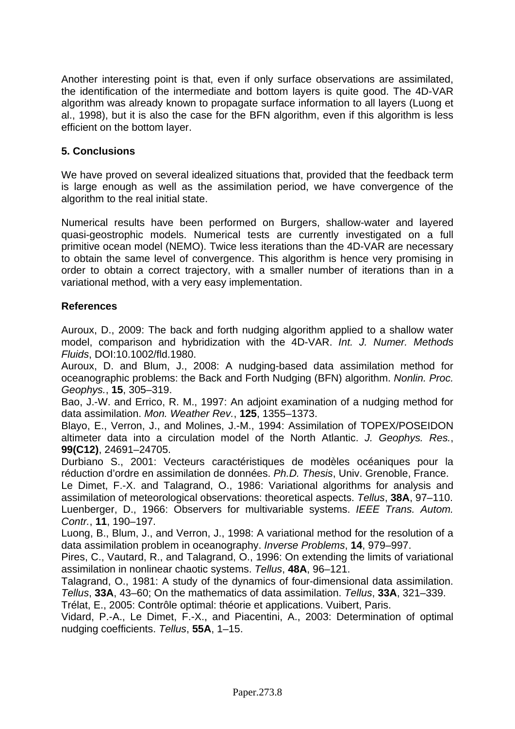Another interesting point is that, even if only surface observations are assimilated, the identification of the intermediate and bottom layers is quite good. The 4D-VAR algorithm was already known to propagate surface information to all layers (Luong et al., 1998), but it is also the case for the BFN algorithm, even if this algorithm is less efficient on the bottom layer.

## 5. Conclusions

We have proved on several idealized situations that, provided that the feedback term is large enough as well as the assimilation period, we have convergence of the algorithm to the real initial state.

Numerical results have been performed on Burgers, shallow-water and layered quasi-geostrophic models. Numerical tests are currently investigated on a full primitive ocean model (NEMO). Twice less iterations than the 4D-VAR are necessary to obtain the same level of convergence. This algorithm is hence very promising in order to obtain a correct trajectory, with a smaller number of iterations than in a variational method, with a very easy implementation.

## References

Auroux, D., 2009: The back and forth nudging algorithm applied to a shallow water model, comparison and hybridization with the 4D-VAR. *Int. J. Numer. Methods Fluids*, DOI:10.1002/fld.1980.
Auroux, D. and Blum, J., 2008: A nudging-based data assimilation method for oceanographic problems: the Back and Forth Nudging (BFN) algorithm. *Nonlin. Proc. Geophys.*, **15**, 305–319.
Bao, J.-W. and Errico, R. M., 1997: An adjoint examination of a nudging method for data assimilation. *Mon. Weather Rev.*, **125**, 1355–1373.
Blayo, E., Verron, J., and Molines, J.-M., 1994: Assimilation of TOPEX/POSEIDON altimeter data into a circulation model of the North Atlantic. *J. Geophys. Res.*, **99(C12)**, 24691–24705.
Durbiano S., 2001: Vecteurs caractéristiques de modèles océaniques pour la réduction d'ordre en assimilation de données. *Ph.D. Thesis*, Univ. Grenoble, France.
Le Dimet, F.-X. and Talagrand, O., 1986: Variational algorithms for analysis and assimilation of meteorological observations: theoretical aspects. *Tellus*, **38A**, 97–110.
Luenberger, D., 1966: Observers for multivariable systems. *IEEE Trans. Autom. Contr.*, **11**, 190–197.
Luong, B., Blum, J., and Verron, J., 1998: A variational method for the resolution of a data assimilation problem in oceanography. *Inverse Problems*, **14**, 979–997.
Pires, C., Vautard, R., and Talagrand, O., 1996: On extending the limits of variational assimilation in nonlinear chaotic systems. *Tellus*, **48A**, 96–121.
Talagrand, O., 1981: A study of the dynamics of four-dimensional data assimilation. *Tellus*, **33A**, 43–60; On the mathematics of data assimilation. *Tellus*, **33A**, 321–339.
Trélat, E., 2005: Contrôle optimal: théorie et applications. Vuibert, Paris.
Vidard, P.-A., Le Dimet, F.-X., and Piacentini, A., 2003: Determination of optimal nudging coefficients. *Tellus*, **55A**, 1–15.